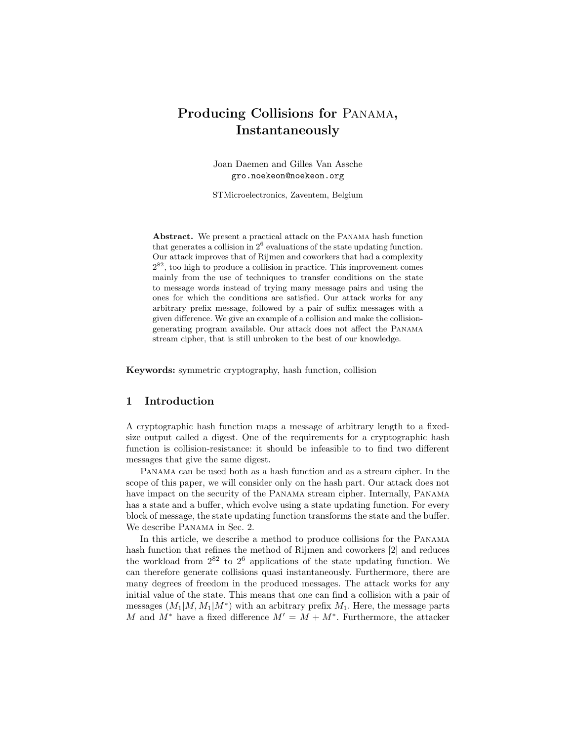# Producing Collisions for Panama, Instantaneously

Joan Daemen and Gilles Van Assche
gro.noekeon@noekeon.org

STMicroelectronics, Zaventem, Belgium

**Abstract.** We present a practical attack on the Panama hash function that generates a collision in $2^6$ evaluations of the state updating function. Our attack improves that of Rijmen and coworkers that had a complexity $2^{82}$, too high to produce a collision in practice. This improvement comes mainly from the use of techniques to transfer conditions on the state to message words instead of trying many message pairs and using the ones for which the conditions are satisfied. Our attack works for any arbitrary prefix message, followed by a pair of suffix messages with a given difference. We give an example of a collision and make the collision-generating program available. Our attack does not affect the Panama stream cipher, that is still unbroken to the best of our knowledge.

**Keywords:** symmetric cryptography, hash function, collision

## 1 Introduction

A cryptographic hash function maps a message of arbitrary length to a fixed-size output called a digest. One of the requirements for a cryptographic hash function is collision-resistance: it should be infeasible to to find two different messages that give the same digest.

Panama can be used both as a hash function and as a stream cipher. In the scope of this paper, we will consider only on the hash part. Our attack does not have impact on the security of the Panama stream cipher. Internally, Panama has a state and a buffer, which evolve using a state updating function. For every block of message, the state updating function transforms the state and the buffer. We describe Panama in Sec. 2.

In this article, we describe a method to produce collisions for the Panama hash function that refines the method of Rijmen and coworkers [2] and reduces the workload from $2^{82}$ to $2^6$ applications of the state updating function. We can therefore generate collisions quasi instantaneously. Furthermore, there are many degrees of freedom in the produced messages. The attack works for any initial value of the state. This means that one can find a collision with a pair of messages $(M_1|M, M_1|M^*)$ with an arbitrary prefix $M_1$. Here, the message parts $M$ and $M^*$ have a fixed difference $M' = M + M^*$. Furthermore, the attacker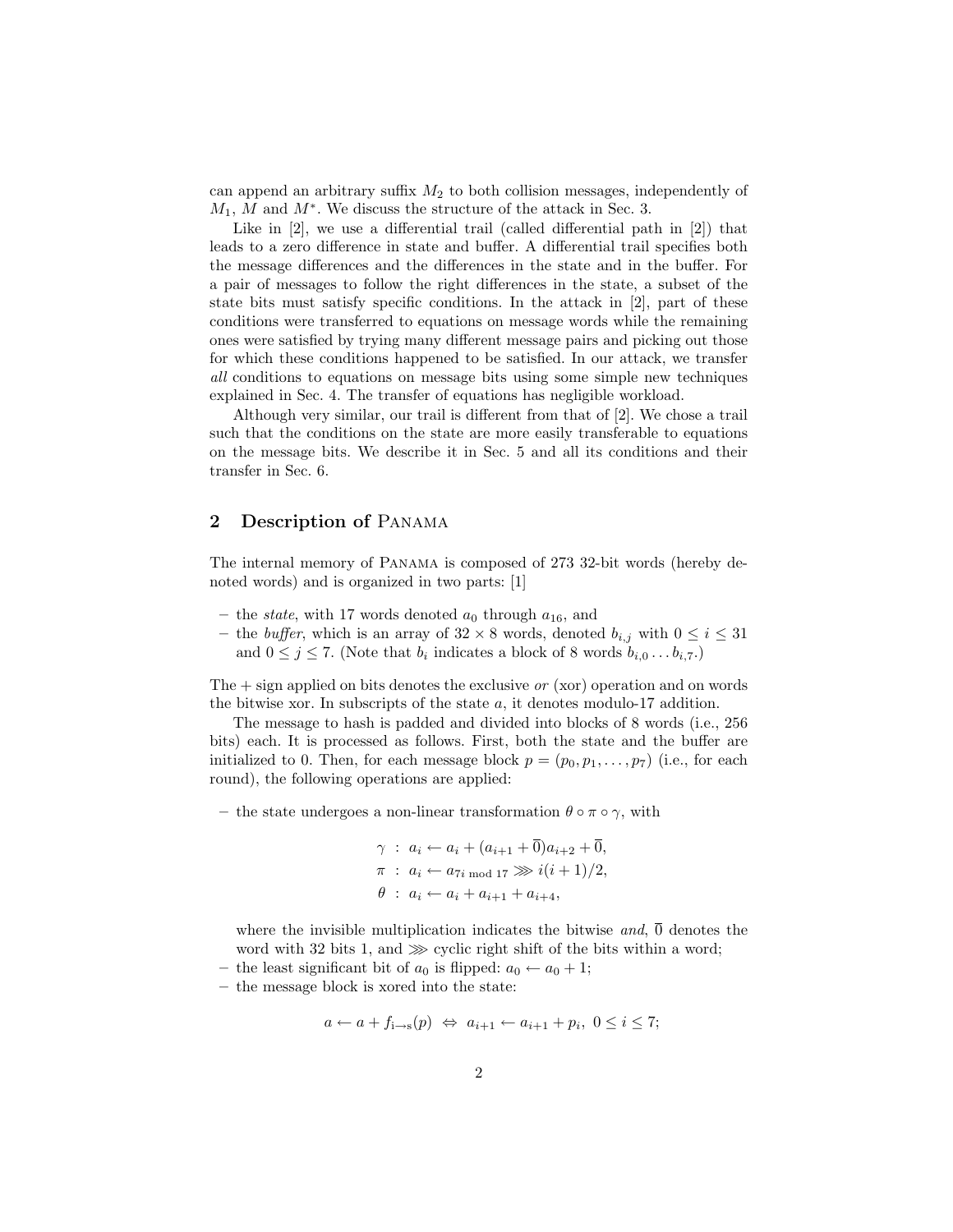can append an arbitrary suffix $M_2$ to both collision messages, independently of $M_1$, $M$ and $M^*$. We discuss the structure of the attack in Sec. 3.

Like in [2], we use a differential trail (called differential path in [2]) that leads to a zero difference in state and buffer. A differential trail specifies both the message differences and the differences in the state and in the buffer. For a pair of messages to follow the right differences in the state, a subset of the state bits must satisfy specific conditions. In the attack in [2], part of these conditions were transferred to equations on message words while the remaining ones were satisfied by trying many different message pairs and picking out those for which these conditions happened to be satisfied. In our attack, we transfer *all* conditions to equations on message bits using some simple new techniques explained in Sec. 4. The transfer of equations has negligible workload.

Although very similar, our trail is different from that of [2]. We chose a trail such that the conditions on the state are more easily transferable to equations on the message bits. We describe it in Sec. 5 and all its conditions and their transfer in Sec. 6.

## 2 Description of Panama

The internal memory of Panama is composed of 273 32-bit words (hereby denoted words) and is organized in two parts: [1]

- the *state*, with 17 words denoted $a_0$ through $a_{16}$, and
- the *buffer*, which is an array of $32 \times 8$ words, denoted $b_{i,j}$ with $0 \le i \le 31$ and $0 \le j \le 7$. (Note that $b_i$ indicates a block of 8 words $b_{i,0} \ldots b_{i,7}$.)

The + sign applied on bits denotes the exclusive *or* (xor) operation and on words the bitwise xor. In subscripts of the state $a$, it denotes modulo-17 addition.

The message to hash is padded and divided into blocks of 8 words (i.e., 256 bits) each. It is processed as follows. First, both the state and the buffer are initialized to 0. Then, for each message block $p = (p_0, p_1, \ldots, p_7)$ (i.e., for each round), the following operations are applied:

- the state undergoes a non-linear transformation $\theta \circ \pi \circ \gamma$, with

$$\gamma \ : \ a_i \leftarrow a_i + (a_{i+1} + \overline{0})a_{i+2} + \overline{0},$$
$$\pi \ : \ a_i \leftarrow a_{7i \bmod 17} \ggg i(i+1)/2,$$
$$\theta \ : \ a_i \leftarrow a_i + a_{i+1} + a_{i+4},$$

  where the invisible multiplication indicates the bitwise *and*, $\overline{0}$ denotes the word with 32 bits 1, and $\ggg$ cyclic right shift of the bits within a word;
- the least significant bit of $a_0$ is flipped: $a_0 \leftarrow a_0 + 1$;
- the message block is xored into the state:

$$a \leftarrow a + f_{\mathrm{i} \to \mathrm{s}}(p) \ \Leftrightarrow \ a_{i+1} \leftarrow a_{i+1} + p_i, \ 0 \le i \le 7;$$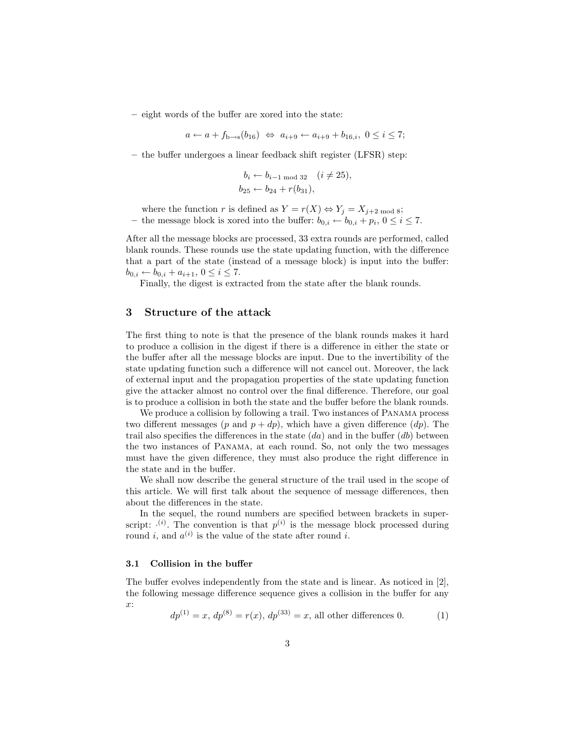– eight words of the buffer are xored into the state:

$$a \leftarrow a + f_{\text{b}\to\text{s}}(b_{16}) \;\Leftrightarrow\; a_{i+9} \leftarrow a_{i+9} + b_{16,i},\; 0 \le i \le 7;$$

– the buffer undergoes a linear feedback shift register (LFSR) step:

$$b_i \leftarrow b_{i-1 \bmod 32} \quad (i \neq 25),$$
$$b_{25} \leftarrow b_{24} + r(b_{31}),$$

where the function $r$ is defined as $Y = r(X) \Leftrightarrow Y_j = X_{j+2 \bmod 8}$;

– the message block is xored into the buffer: $b_{0,i} \leftarrow b_{0,i} + p_i$, $0 \le i \le 7$.

After all the message blocks are processed, 33 extra rounds are performed, called blank rounds. These rounds use the state updating function, with the difference that a part of the state (instead of a message block) is input into the buffer: $b_{0,i} \leftarrow b_{0,i} + a_{i+1}$, $0 \le i \le 7$.

Finally, the digest is extracted from the state after the blank rounds.

## 3 Structure of the attack

The first thing to note is that the presence of the blank rounds makes it hard to produce a collision in the digest if there is a difference in either the state or the buffer after all the message blocks are input. Due to the invertibility of the state updating function such a difference will not cancel out. Moreover, the lack of external input and the propagation properties of the state updating function give the attacker almost no control over the final difference. Therefore, our goal is to produce a collision in both the state and the buffer before the blank rounds.

We produce a collision by following a trail. Two instances of Panama process two different messages ($p$ and $p + dp$), which have a given difference ($dp$). The trail also specifies the differences in the state ($da$) and in the buffer ($db$) between the two instances of Panama, at each round. So, not only the two messages must have the given difference, they must also produce the right difference in the state and in the buffer.

We shall now describe the general structure of the trail used in the scope of this article. We will first talk about the sequence of message differences, then about the differences in the state.

In the sequel, the round numbers are specified between brackets in superscript: $\cdot^{(i)}$. The convention is that $p^{(i)}$ is the message block processed during round $i$, and $a^{(i)}$ is the value of the state after round $i$.

### 3.1 Collision in the buffer

The buffer evolves independently from the state and is linear. As noticed in [2], the following message difference sequence gives a collision in the buffer for any $x$:

$$dp^{(1)} = x,\; dp^{(8)} = r(x),\; dp^{(33)} = x, \text{ all other differences } 0. \tag{1}$$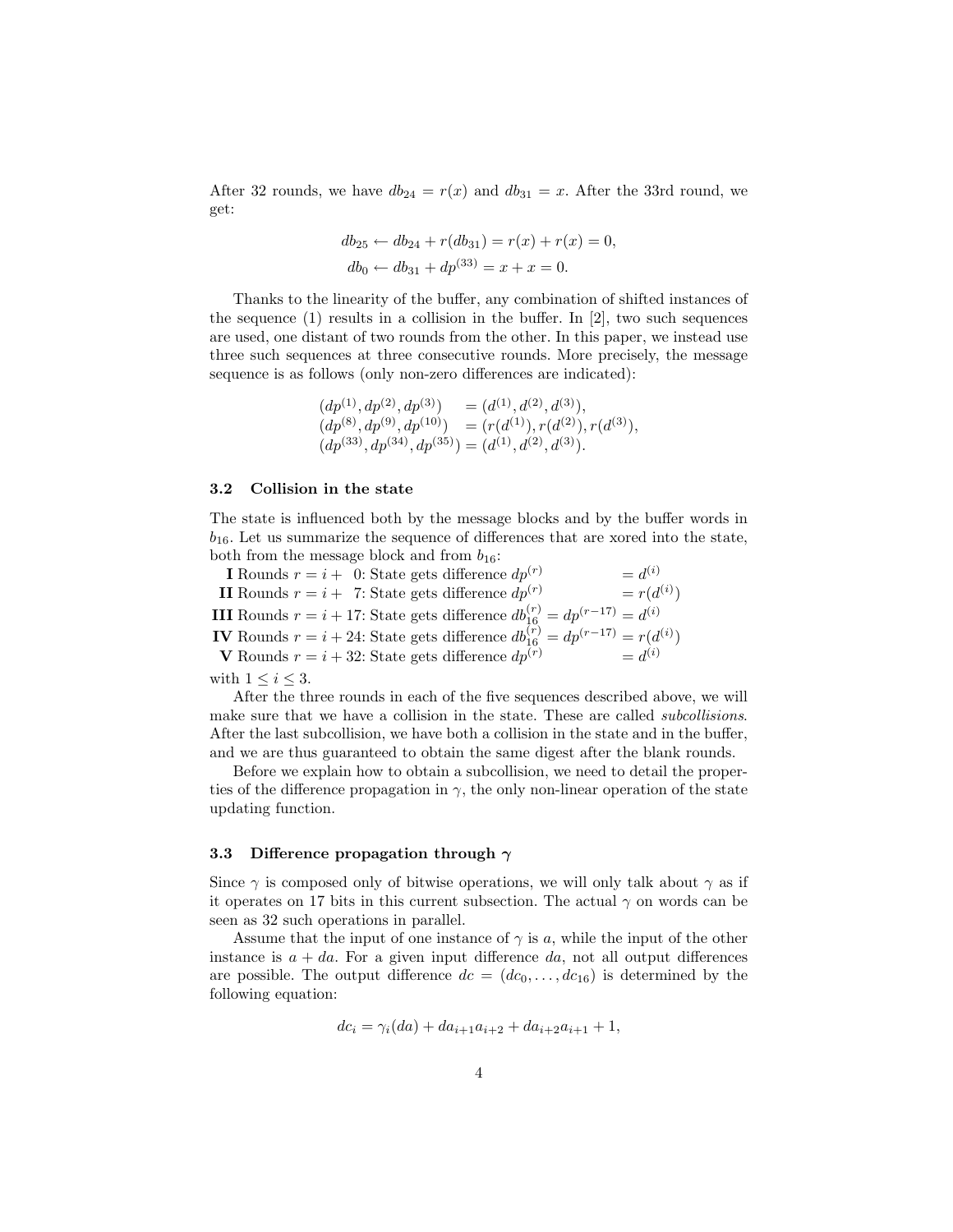After 32 rounds, we have $db_{24} = r(x)$ and $db_{31} = x$. After the 33rd round, we get:

$$db_{25} \leftarrow db_{24} + r(db_{31}) = r(x) + r(x) = 0,$$
$$db_0 \leftarrow db_{31} + dp^{(33)} = x + x = 0.$$

Thanks to the linearity of the buffer, any combination of shifted instances of the sequence (1) results in a collision in the buffer. In [2], two such sequences are used, one distant of two rounds from the other. In this paper, we instead use three such sequences at three consecutive rounds. More precisely, the message sequence is as follows (only non-zero differences are indicated):

$$\begin{aligned}
(dp^{(1)}, dp^{(2)}, dp^{(3)}) &= (d^{(1)}, d^{(2)}, d^{(3)}),\\
(dp^{(8)}, dp^{(9)}, dp^{(10)}) &= (r(d^{(1)}), r(d^{(2)}), r(d^{(3)}),\\
(dp^{(33)}, dp^{(34)}, dp^{(35)}) &= (d^{(1)}, d^{(2)}, d^{(3)}).
\end{aligned}$$

### 3.2 Collision in the state

The state is influenced both by the message blocks and by the buffer words in $b_{16}$. Let us summarize the sequence of differences that are xored into the state, both from the message block and from $b_{16}$:

**I** Rounds $r = i + 0$: State gets difference $dp^{(r)} = d^{(i)}$
**II** Rounds $r = i + 7$: State gets difference $dp^{(r)} = r(d^{(i)})$
**III** Rounds $r = i + 17$: State gets difference $db_{16}^{(r)} = dp^{(r-17)} = d^{(i)}$
**IV** Rounds $r = i + 24$: State gets difference $db_{16}^{(r)} = dp^{(r-17)} = r(d^{(i)})$
**V** Rounds $r = i + 32$: State gets difference $dp^{(r)} = d^{(i)}$

with $1 \le i \le 3$.

After the three rounds in each of the five sequences described above, we will make sure that we have a collision in the state. These are called *subcollisions*. After the last subcollision, we have both a collision in the state and in the buffer, and we are thus guaranteed to obtain the same digest after the blank rounds.

Before we explain how to obtain a subcollision, we need to detail the properties of the difference propagation in $\gamma$, the only non-linear operation of the state updating function.

### 3.3 Difference propagation through $\gamma$

Since $\gamma$ is composed only of bitwise operations, we will only talk about $\gamma$ as if it operates on 17 bits in this current subsection. The actual $\gamma$ on words can be seen as 32 such operations in parallel.

Assume that the input of one instance of $\gamma$ is $a$, while the input of the other instance is $a + da$. For a given input difference $da$, not all output differences are possible. The output difference $dc = (dc_0, \ldots, dc_{16})$ is determined by the following equation:

$$dc_i = \gamma_i(da) + da_{i+1}a_{i+2} + da_{i+2}a_{i+1} + 1,$$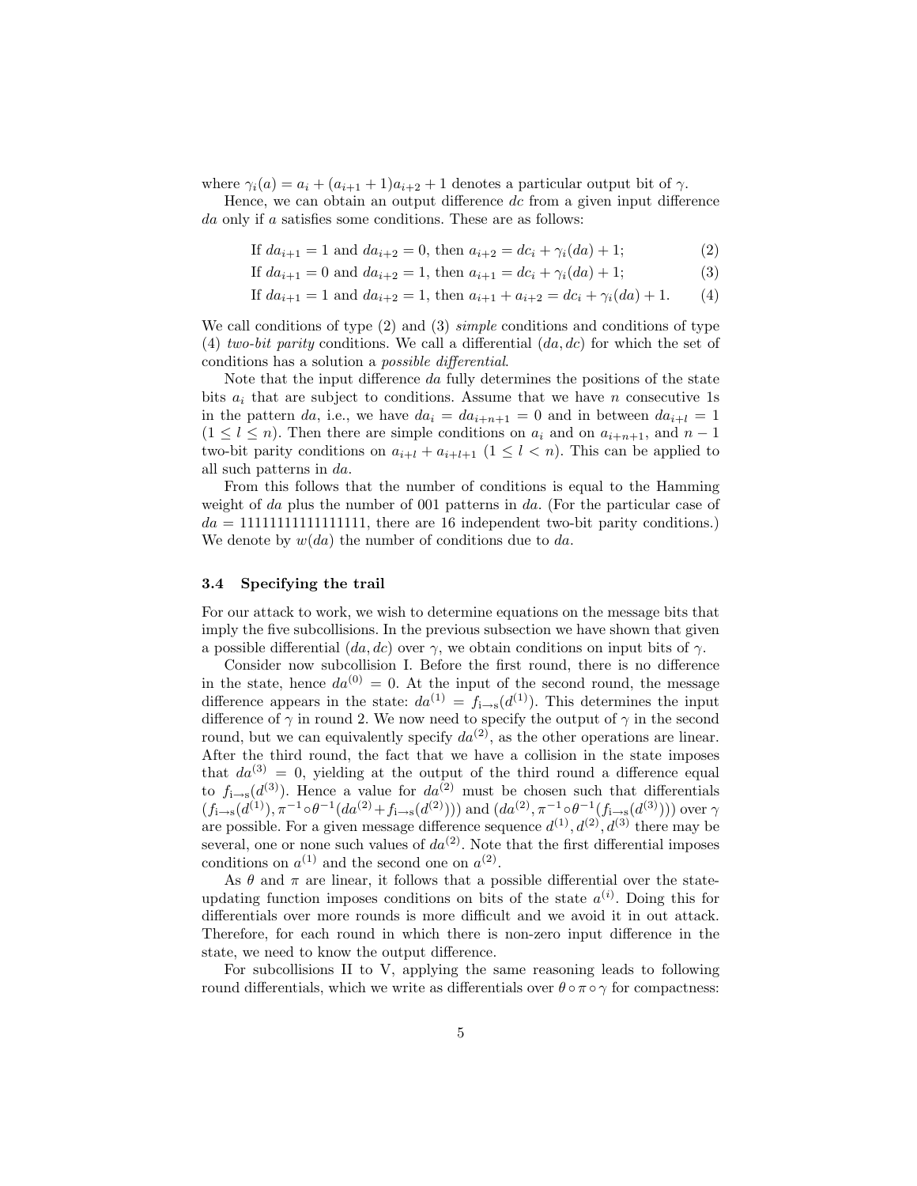where $\gamma_i(a) = a_i + (a_{i+1} + 1)a_{i+2} + 1$ denotes a particular output bit of $\gamma$.

Hence, we can obtain an output difference $dc$ from a given input difference $da$ only if $a$ satisfies some conditions. These are as follows:

$$\text{If } da_{i+1} = 1 \text{ and } da_{i+2} = 0, \text{ then } a_{i+2} = dc_i + \gamma_i(da) + 1; \tag{2}$$

$$\text{If } da_{i+1} = 0 \text{ and } da_{i+2} = 1, \text{ then } a_{i+1} = dc_i + \gamma_i(da) + 1; \tag{3}$$

$$\text{If } da_{i+1} = 1 \text{ and } da_{i+2} = 1, \text{ then } a_{i+1} + a_{i+2} = dc_i + \gamma_i(da) + 1. \tag{4}$$

We call conditions of type (2) and (3) *simple* conditions and conditions of type (4) *two-bit parity* conditions. We call a differential $(da, dc)$ for which the set of conditions has a solution a *possible differential*.

Note that the input difference $da$ fully determines the positions of the state bits $a_i$ that are subject to conditions. Assume that we have $n$ consecutive 1s in the pattern $da$, i.e., we have $da_i = da_{i+n+1} = 0$ and in between $da_{i+l} = 1$ ($1 \leq l \leq n$). Then there are simple conditions on $a_i$ and on $a_{i+n+1}$, and $n-1$ two-bit parity conditions on $a_{i+l} + a_{i+l+1}$ ($1 \leq l < n$). This can be applied to all such patterns in $da$.

From this follows that the number of conditions is equal to the Hamming weight of $da$ plus the number of 001 patterns in $da$. (For the particular case of $da = 11111111111111111$, there are 16 independent two-bit parity conditions.) We denote by $w(da)$ the number of conditions due to $da$.

### 3.4 Specifying the trail

For our attack to work, we wish to determine equations on the message bits that imply the five subcollisions. In the previous subsection we have shown that given a possible differential $(da, dc)$ over $\gamma$, we obtain conditions on input bits of $\gamma$.

Consider now subcollision I. Before the first round, there is no difference in the state, hence $da^{(0)} = 0$. At the input of the second round, the message difference appears in the state: $da^{(1)} = f_{\mathrm{i}\to\mathrm{s}}(d^{(1)})$. This determines the input difference of $\gamma$ in round 2. We now need to specify the output of $\gamma$ in the second round, but we can equivalently specify $da^{(2)}$, as the other operations are linear. After the third round, the fact that we have a collision in the state imposes that $da^{(3)} = 0$, yielding at the output of the third round a difference equal to $f_{\mathrm{i}\to\mathrm{s}}(d^{(3)})$. Hence a value for $da^{(2)}$ must be chosen such that differentials $(f_{\mathrm{i}\to\mathrm{s}}(d^{(1)}), \pi^{-1} \circ \theta^{-1}(da^{(2)} + f_{\mathrm{i}\to\mathrm{s}}(d^{(2)})))$ and $(da^{(2)}, \pi^{-1} \circ \theta^{-1}(f_{\mathrm{i}\to\mathrm{s}}(d^{(3)})))$ over $\gamma$ are possible. For a given message difference sequence $d^{(1)}, d^{(2)}, d^{(3)}$ there may be several, one or none such values of $da^{(2)}$. Note that the first differential imposes conditions on $a^{(1)}$ and the second one on $a^{(2)}$.

As $\theta$ and $\pi$ are linear, it follows that a possible differential over the state-updating function imposes conditions on bits of the state $a^{(i)}$. Doing this for differentials over more rounds is more difficult and we avoid it in out attack. Therefore, for each round in which there is non-zero input difference in the state, we need to know the output difference.

For subcollisions II to V, applying the same reasoning leads to following round differentials, which we write as differentials over $\theta \circ \pi \circ \gamma$ for compactness: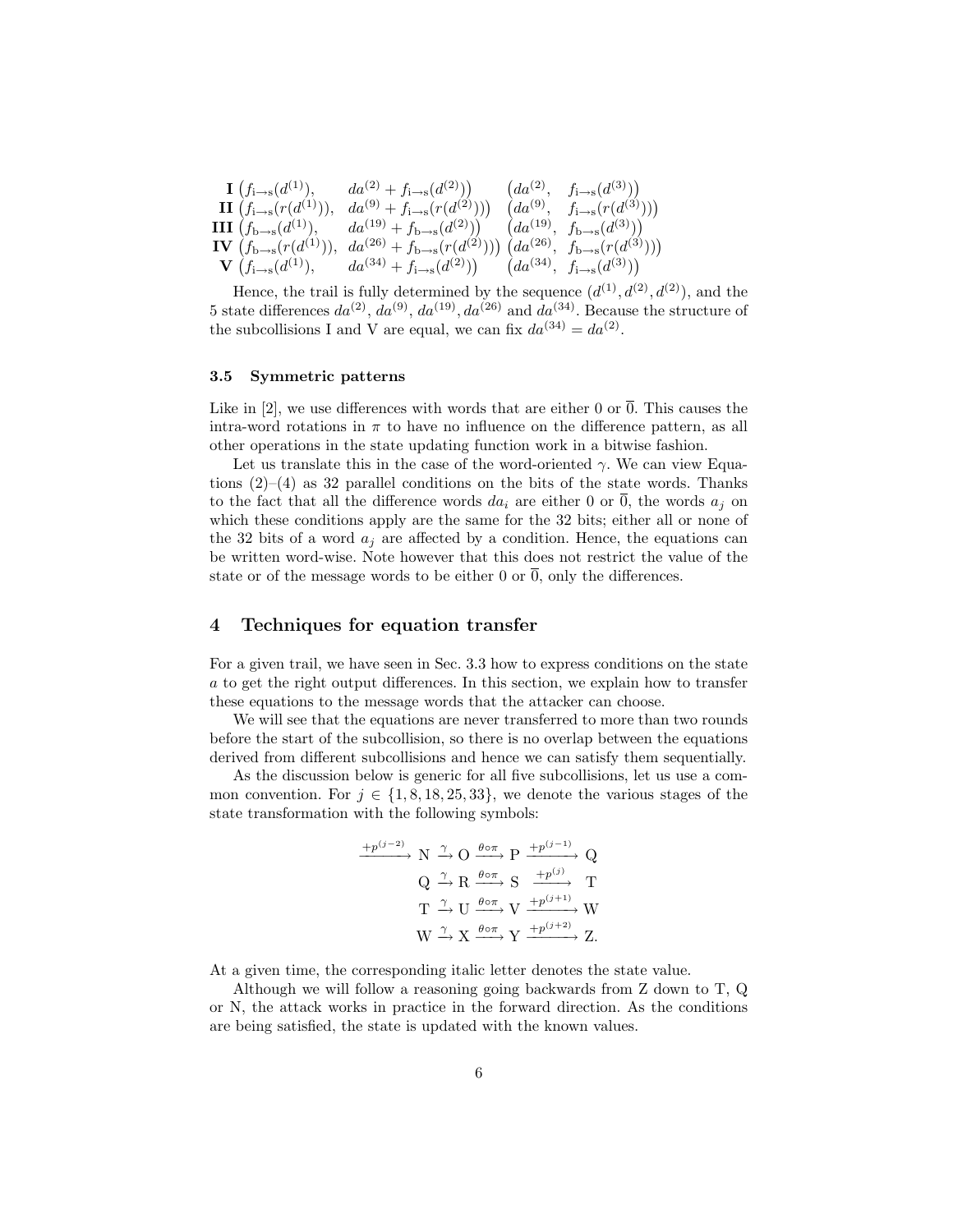$$
\begin{array}{rll}
\textbf{I} \big(f_{\mathrm{i}\to\mathrm{s}}(d^{(1)}), & da^{(2)} + f_{\mathrm{i}\to\mathrm{s}}(d^{(2)})\big) & \big(da^{(2)},\ \ f_{\mathrm{i}\to\mathrm{s}}(d^{(3)})\big) \\
\textbf{II} \big(f_{\mathrm{i}\to\mathrm{s}}(r(d^{(1)})), & da^{(9)} + f_{\mathrm{i}\to\mathrm{s}}(r(d^{(2)}))\big) & \big(da^{(9)},\ \ f_{\mathrm{i}\to\mathrm{s}}(r(d^{(3)}))\big) \\
\textbf{III} \big(f_{\mathrm{b}\to\mathrm{s}}(d^{(1)}), & da^{(19)} + f_{\mathrm{b}\to\mathrm{s}}(d^{(2)})\big) & \big(da^{(19)},\ \ f_{\mathrm{b}\to\mathrm{s}}(d^{(3)})\big) \\
\textbf{IV} \big(f_{\mathrm{b}\to\mathrm{s}}(r(d^{(1)})), & da^{(26)} + f_{\mathrm{b}\to\mathrm{s}}(r(d^{(2)}))\big) & \big(da^{(26)},\ \ f_{\mathrm{b}\to\mathrm{s}}(r(d^{(3)}))\big) \\
\textbf{V} \big(f_{\mathrm{i}\to\mathrm{s}}(d^{(1)}), & da^{(34)} + f_{\mathrm{i}\to\mathrm{s}}(d^{(2)})\big) & \big(da^{(34)},\ \ f_{\mathrm{i}\to\mathrm{s}}(d^{(3)})\big)
\end{array}
$$

Hence, the trail is fully determined by the sequence $(d^{(1)}, d^{(2)}, d^{(2)})$, and the 5 state differences $da^{(2)}$, $da^{(9)}$, $da^{(19)}$, $da^{(26)}$ and $da^{(34)}$. Because the structure of the subcollisions I and V are equal, we can fix $da^{(34)} = da^{(2)}$.

### 3.5 Symmetric patterns

Like in [2], we use differences with words that are either 0 or $\overline{0}$. This causes the intra-word rotations in $\pi$ to have no influence on the difference pattern, as all other operations in the state updating function work in a bitwise fashion.

Let us translate this in the case of the word-oriented $\gamma$. We can view Equations (2)–(4) as 32 parallel conditions on the bits of the state words. Thanks to the fact that all the difference words $da_i$ are either 0 or $\overline{0}$, the words $a_j$ on which these conditions apply are the same for the 32 bits; either all or none of the 32 bits of a word $a_j$ are affected by a condition. Hence, the equations can be written word-wise. Note however that this does not restrict the value of the state or of the message words to be either 0 or $\overline{0}$, only the differences.

## 4 Techniques for equation transfer

For a given trail, we have seen in Sec. 3.3 how to express conditions on the state $a$ to get the right output differences. In this section, we explain how to transfer these equations to the message words that the attacker can choose.

We will see that the equations are never transferred to more than two rounds before the start of the subcollision, so there is no overlap between the equations derived from different subcollisions and hence we can satisfy them sequentially.

As the discussion below is generic for all five subcollisions, let us use a common convention. For $j \in \{1, 8, 18, 25, 33\}$, we denote the various stages of the state transformation with the following symbols:

$$
\begin{array}{l}
\xrightarrow{+p^{(j-2)}} \mathrm{N} \xrightarrow{\gamma} \mathrm{O} \xrightarrow{\theta\circ\pi} \mathrm{P} \xrightarrow{+p^{(j-1)}} \mathrm{Q} \\
\mathrm{Q} \xrightarrow{\gamma} \mathrm{R} \xrightarrow{\theta\circ\pi} \mathrm{S} \xrightarrow{+p^{(j)}} \mathrm{T} \\
\mathrm{T} \xrightarrow{\gamma} \mathrm{U} \xrightarrow{\theta\circ\pi} \mathrm{V} \xrightarrow{+p^{(j+1)}} \mathrm{W} \\
\mathrm{W} \xrightarrow{\gamma} \mathrm{X} \xrightarrow{\theta\circ\pi} \mathrm{Y} \xrightarrow{+p^{(j+2)}} \mathrm{Z}.
\end{array}
$$

At a given time, the corresponding italic letter denotes the state value.

Although we will follow a reasoning going backwards from Z down to T, Q or N, the attack works in practice in the forward direction. As the conditions are being satisfied, the state is updated with the known values.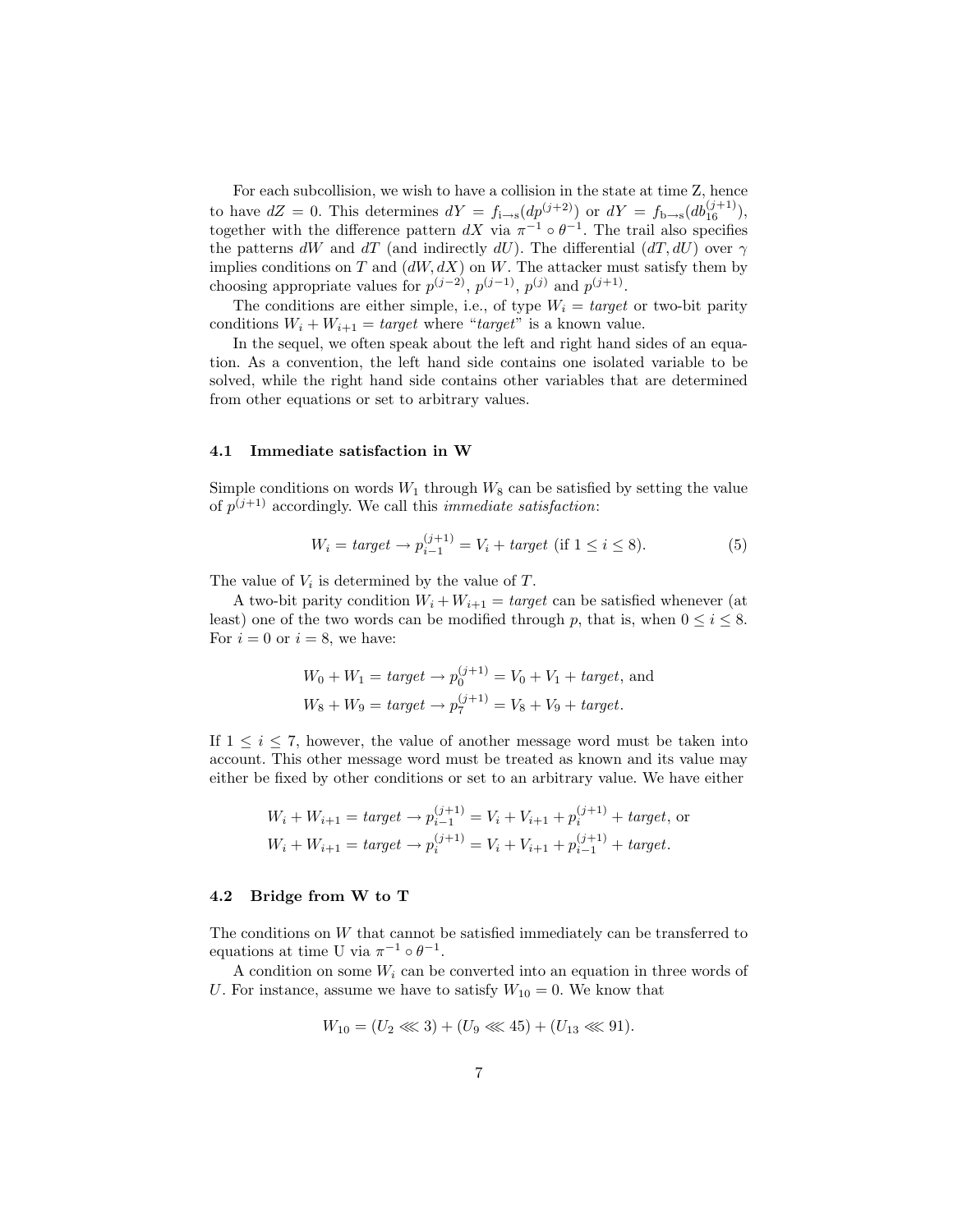For each subcollision, we wish to have a collision in the state at time Z, hence to have $dZ = 0$. This determines $dY = f_{\mathrm{i}\to\mathrm{s}}(dp^{(j+2)})$ or $dY = f_{\mathrm{b}\to\mathrm{s}}(db_{16}^{(j+1)})$, together with the difference pattern $dX$ via $\pi^{-1} \circ \theta^{-1}$. The trail also specifies the patterns $dW$ and $dT$ (and indirectly $dU$). The differential $(dT, dU)$ over $\gamma$ implies conditions on $T$ and $(dW, dX)$ on $W$. The attacker must satisfy them by choosing appropriate values for $p^{(j-2)}$, $p^{(j-1)}$, $p^{(j)}$ and $p^{(j+1)}$.

The conditions are either simple, i.e., of type $W_i = \mathit{target}$ or two-bit parity conditions $W_i + W_{i+1} = \mathit{target}$ where "*target*" is a known value.

In the sequel, we often speak about the left and right hand sides of an equation. As a convention, the left hand side contains one isolated variable to be solved, while the right hand side contains other variables that are determined from other equations or set to arbitrary values.

### 4.1 Immediate satisfaction in W

Simple conditions on words $W_1$ through $W_8$ can be satisfied by setting the value of $p^{(j+1)}$ accordingly. We call this *immediate satisfaction*:

$$W_i = \mathit{target} \rightarrow p_{i-1}^{(j+1)} = V_i + \mathit{target} \text{ (if } 1 \leq i \leq 8). \tag{5}$$

The value of $V_i$ is determined by the value of $T$.

A two-bit parity condition $W_i + W_{i+1} = \mathit{target}$ can be satisfied whenever (at least) one of the two words can be modified through $p$, that is, when $0 \leq i \leq 8$. For $i = 0$ or $i = 8$, we have:

$$W_0 + W_1 = \mathit{target} \rightarrow p_0^{(j+1)} = V_0 + V_1 + \mathit{target}, \text{ and}$$
$$W_8 + W_9 = \mathit{target} \rightarrow p_7^{(j+1)} = V_8 + V_9 + \mathit{target}.$$

If $1 \leq i \leq 7$, however, the value of another message word must be taken into account. This other message word must be treated as known and its value may either be fixed by other conditions or set to an arbitrary value. We have either

$$W_i + W_{i+1} = \mathit{target} \rightarrow p_{i-1}^{(j+1)} = V_i + V_{i+1} + p_i^{(j+1)} + \mathit{target}, \text{ or}$$
$$W_i + W_{i+1} = \mathit{target} \rightarrow p_i^{(j+1)} = V_i + V_{i+1} + p_{i-1}^{(j+1)} + \mathit{target}.$$

### 4.2 Bridge from W to T

The conditions on $W$ that cannot be satisfied immediately can be transferred to equations at time U via $\pi^{-1} \circ \theta^{-1}$.

A condition on some $W_i$ can be converted into an equation in three words of $U$. For instance, assume we have to satisfy $W_{10} = 0$. We know that

$$W_{10} = (U_2 \lll 3) + (U_9 \lll 45) + (U_{13} \lll 91).$$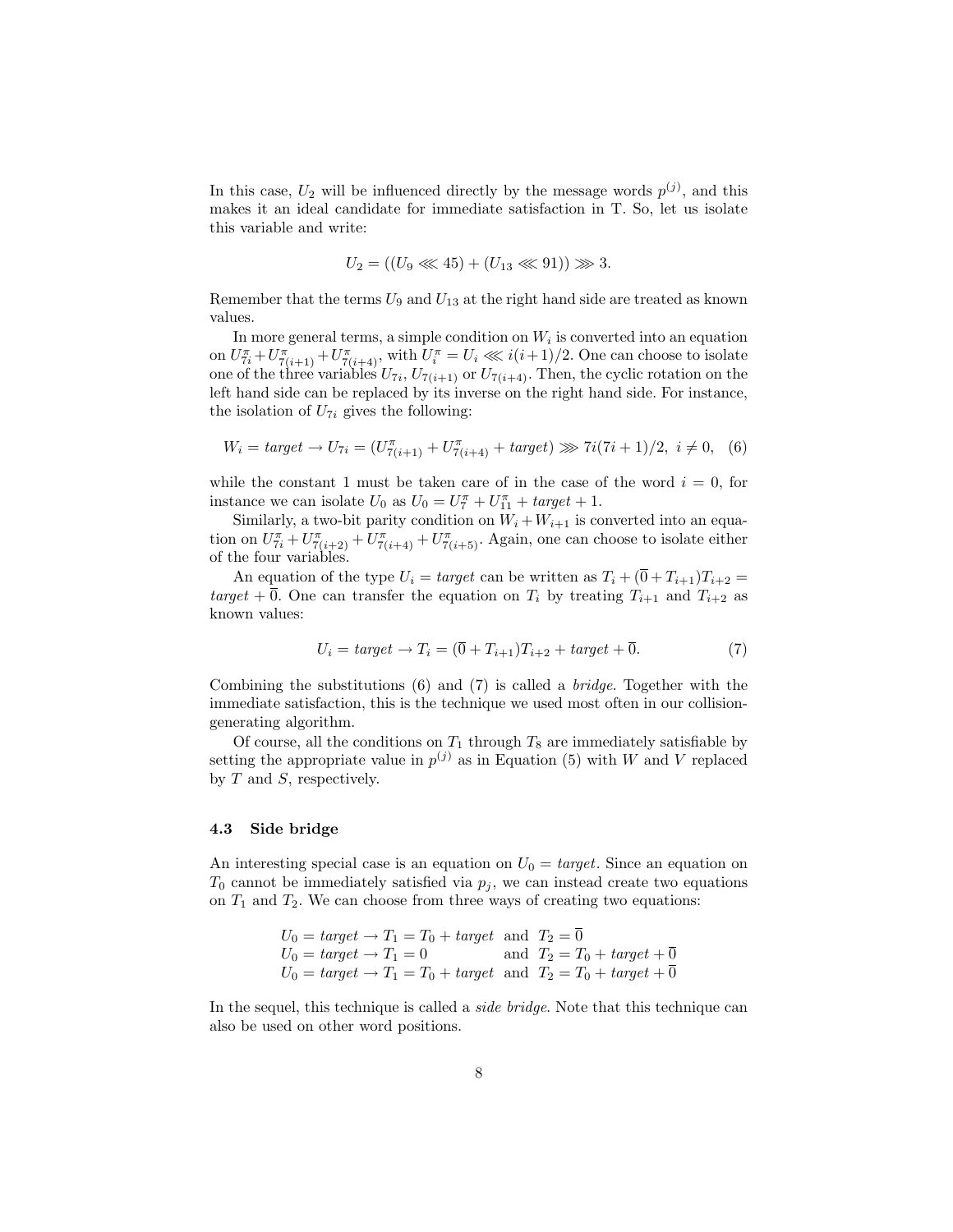In this case, $U_2$ will be influenced directly by the message words $p^{(j)}$, and this makes it an ideal candidate for immediate satisfaction in T. So, let us isolate this variable and write:

$$U_2 = ((U_9 \lll 45) + (U_{13} \lll 91)) \ggg 3.$$

Remember that the terms $U_9$ and $U_{13}$ at the right hand side are treated as known values.

In more general terms, a simple condition on $W_i$ is converted into an equation on $U^\pi_{7i} + U^\pi_{7(i+1)} + U^\pi_{7(i+4)}$, with $U^\pi_i = U_i \lll i(i+1)/2$. One can choose to isolate one of the three variables $U_{7i}$, $U_{7(i+1)}$ or $U_{7(i+4)}$. Then, the cyclic rotation on the left hand side can be replaced by its inverse on the right hand side. For instance, the isolation of $U_{7i}$ gives the following:

$$W_i = \mathit{target} \rightarrow U_{7i} = (U^\pi_{7(i+1)} + U^\pi_{7(i+4)} + \mathit{target}) \ggg 7i(7i+1)/2,\ i \neq 0, \quad (6)$$

while the constant 1 must be taken care of in the case of the word $i = 0$, for instance we can isolate $U_0$ as $U_0 = U^\pi_7 + U^\pi_{11} + \mathit{target} + 1$.

Similarly, a two-bit parity condition on $W_i + W_{i+1}$ is converted into an equation on $U^\pi_{7i} + U^\pi_{7(i+2)} + U^\pi_{7(i+4)} + U^\pi_{7(i+5)}$. Again, one can choose to isolate either of the four variables.

An equation of the type $U_i = \mathit{target}$ can be written as $T_i + (\overline{0} + T_{i+1})T_{i+2} = \mathit{target} + \overline{0}$. One can transfer the equation on $T_i$ by treating $T_{i+1}$ and $T_{i+2}$ as known values:

$$U_i = \mathit{target} \rightarrow T_i = (\overline{0} + T_{i+1})T_{i+2} + \mathit{target} + \overline{0}. \quad (7)$$

Combining the substitutions (6) and (7) is called a *bridge*. Together with the immediate satisfaction, this is the technique we used most often in our collision-generating algorithm.

Of course, all the conditions on $T_1$ through $T_8$ are immediately satisfiable by setting the appropriate value in $p^{(j)}$ as in Equation (5) with $W$ and $V$ replaced by $T$ and $S$, respectively.

### 4.3 Side bridge

An interesting special case is an equation on $U_0 = \mathit{target}$. Since an equation on $T_0$ cannot be immediately satisfied via $p_j$, we can instead create two equations on $T_1$ and $T_2$. We can choose from three ways of creating two equations:

$$\begin{aligned}
U_0 = \mathit{target} &\rightarrow T_1 = T_0 + \mathit{target} \ \text{ and } \ T_2 = \overline{0} \\
U_0 = \mathit{target} &\rightarrow T_1 = 0 \ \text{ and } \ T_2 = T_0 + \mathit{target} + \overline{0} \\
U_0 = \mathit{target} &\rightarrow T_1 = T_0 + \mathit{target} \ \text{ and } \ T_2 = T_0 + \mathit{target} + \overline{0}
\end{aligned}$$

In the sequel, this technique is called a *side bridge*. Note that this technique can also be used on other word positions.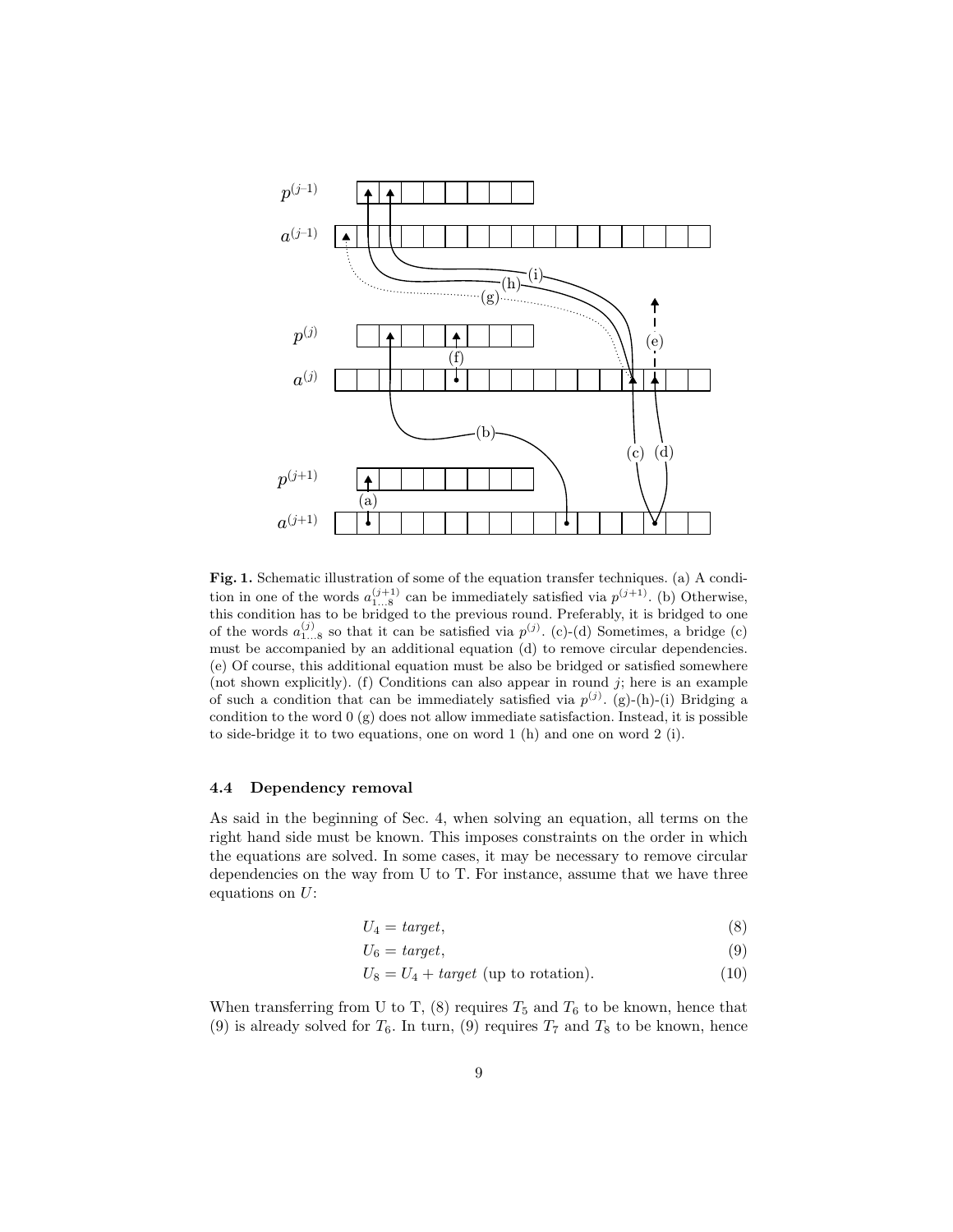**Fig. 1.** Schematic illustration of some of the equation transfer techniques. (a) A condition in one of the words $a^{(j+1)}_{1\ldots8}$ can be immediately satisfied via $p^{(j+1)}$. (b) Otherwise, this condition has to be bridged to the previous round. Preferably, it is bridged to one of the words $a^{(j)}_{1\ldots8}$ so that it can be satisfied via $p^{(j)}$. (c)-(d) Sometimes, a bridge (c) must be accompanied by an additional equation (d) to remove circular dependencies. (e) Of course, this additional equation must be also be bridged or satisfied somewhere (not shown explicitly). (f) Conditions can also appear in round $j$; here is an example of such a condition that can be immediately satisfied via $p^{(j)}$. (g)-(h)-(i) Bridging a condition to the word 0 (g) does not allow immediate satisfaction. Instead, it is possible to side-bridge it to two equations, one on word 1 (h) and one on word 2 (i).

### 4.4 Dependency removal

As said in the beginning of Sec. 4, when solving an equation, all terms on the right hand side must be known. This imposes constraints on the order in which the equations are solved. In some cases, it may be necessary to remove circular dependencies on the way from U to T. For instance, assume that we have three equations on $U$:

$$U_4 = \mathit{target}, \tag{8}$$

$$U_6 = \mathit{target}, \tag{9}$$

$$U_8 = U_4 + \mathit{target} \text{ (up to rotation).} \tag{10}$$

When transferring from U to T, (8) requires $T_5$ and $T_6$ to be known, hence that (9) is already solved for $T_6$. In turn, (9) requires $T_7$ and $T_8$ to be known, hence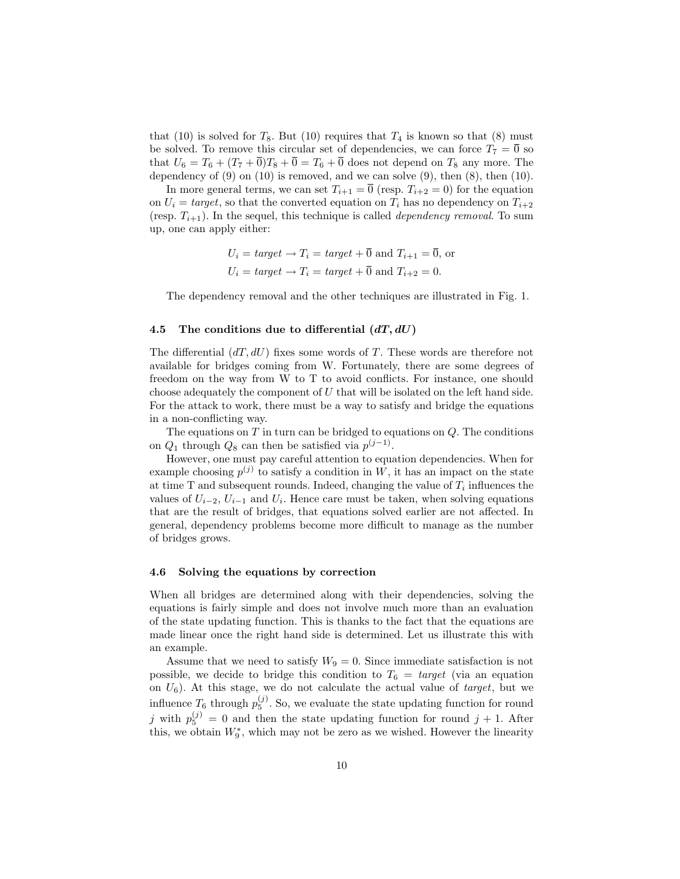that (10) is solved for $T_8$. But (10) requires that $T_4$ is known so that (8) must be solved. To remove this circular set of dependencies, we can force $T_7 = \overline{0}$ so that $U_6 = T_6 + (T_7 + \overline{0})T_8 + \overline{0} = T_6 + \overline{0}$ does not depend on $T_8$ any more. The dependency of (9) on (10) is removed, and we can solve (9), then (8), then (10).

In more general terms, we can set $T_{i+1} = \overline{0}$ (resp. $T_{i+2} = 0$) for the equation on $U_i = \mathit{target}$, so that the converted equation on $T_i$ has no dependency on $T_{i+2}$ (resp. $T_{i+1}$). In the sequel, this technique is called *dependency removal*. To sum up, one can apply either:

$$U_i = \mathit{target} \rightarrow T_i = \mathit{target} + \overline{0} \text{ and } T_{i+1} = \overline{0}, \text{ or}$$
$$U_i = \mathit{target} \rightarrow T_i = \mathit{target} + \overline{0} \text{ and } T_{i+2} = 0.$$

The dependency removal and the other techniques are illustrated in Fig. 1.

### 4.5 The conditions due to differential $(dT, dU)$

The differential $(dT, dU)$ fixes some words of $T$. These words are therefore not available for bridges coming from W. Fortunately, there are some degrees of freedom on the way from W to T to avoid conflicts. For instance, one should choose adequately the component of $U$ that will be isolated on the left hand side. For the attack to work, there must be a way to satisfy and bridge the equations in a non-conflicting way.

The equations on $T$ in turn can be bridged to equations on $Q$. The conditions on $Q_1$ through $Q_8$ can then be satisfied via $p^{(j-1)}$.

However, one must pay careful attention to equation dependencies. When for example choosing $p^{(j)}$ to satisfy a condition in $W$, it has an impact on the state at time T and subsequent rounds. Indeed, changing the value of $T_i$ influences the values of $U_{i-2}$, $U_{i-1}$ and $U_i$. Hence care must be taken, when solving equations that are the result of bridges, that equations solved earlier are not affected. In general, dependency problems become more difficult to manage as the number of bridges grows.

### 4.6 Solving the equations by correction

When all bridges are determined along with their dependencies, solving the equations is fairly simple and does not involve much more than an evaluation of the state updating function. This is thanks to the fact that the equations are made linear once the right hand side is determined. Let us illustrate this with an example.

Assume that we need to satisfy $W_9 = 0$. Since immediate satisfaction is not possible, we decide to bridge this condition to $T_6 = \mathit{target}$ (via an equation on $U_6$). At this stage, we do not calculate the actual value of $\mathit{target}$, but we influence $T_6$ through $p_5^{(j)}$. So, we evaluate the state updating function for round $j$ with $p_5^{(j)} = 0$ and then the state updating function for round $j+1$. After this, we obtain $W_9^*$, which may not be zero as we wished. However the linearity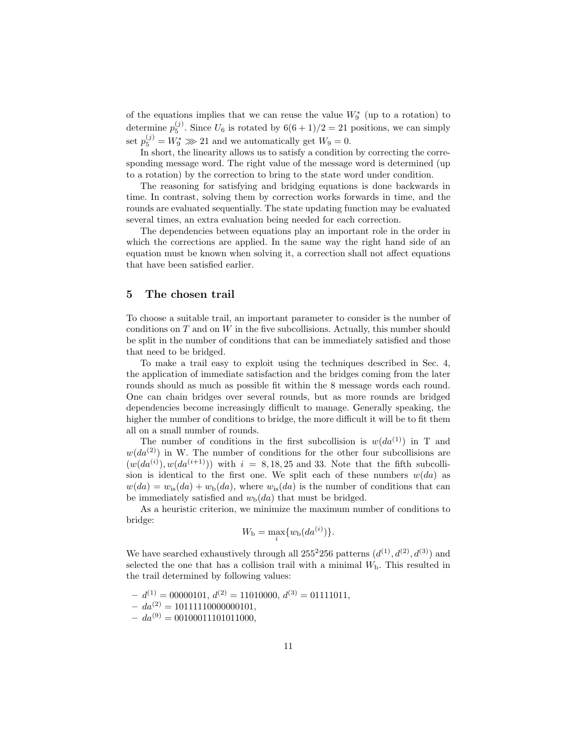of the equations implies that we can reuse the value $W_9^*$ (up to a rotation) to determine $p_5^{(j)}$. Since $U_6$ is rotated by $6(6+1)/2 = 21$ positions, we can simply set $p_5^{(j)} = W_9^* \ggg 21$ and we automatically get $W_9 = 0$.

In short, the linearity allows us to satisfy a condition by correcting the corresponding message word. The right value of the message word is determined (up to a rotation) by the correction to bring to the state word under condition.

The reasoning for satisfying and bridging equations is done backwards in time. In contrast, solving them by correction works forwards in time, and the rounds are evaluated sequentially. The state updating function may be evaluated several times, an extra evaluation being needed for each correction.

The dependencies between equations play an important role in the order in which the corrections are applied. In the same way the right hand side of an equation must be known when solving it, a correction shall not affect equations that have been satisfied earlier.

## 5 The chosen trail

To choose a suitable trail, an important parameter to consider is the number of conditions on $T$ and on $W$ in the five subcollisions. Actually, this number should be split in the number of conditions that can be immediately satisfied and those that need to be bridged.

To make a trail easy to exploit using the techniques described in Sec. 4, the application of immediate satisfaction and the bridges coming from the later rounds should as much as possible fit within the 8 message words each round. One can chain bridges over several rounds, but as more rounds are bridged dependencies become increasingly difficult to manage. Generally speaking, the higher the number of conditions to bridge, the more difficult it will be to fit them all on a small number of rounds.

The number of conditions in the first subcollision is $w(da^{(1)})$ in T and $w(da^{(2)})$ in W. The number of conditions for the other four subcollisions are $(w(da^{(i)}), w(da^{(i+1)}))$ with $i = 8, 18, 25$ and $33$. Note that the fifth subcollision is identical to the first one. We split each of these numbers $w(da)$ as $w(da) = w_{\text{is}}(da) + w_{\text{b}}(da)$, where $w_{\text{is}}(da)$ is the number of conditions that can be immediately satisfied and $w_{\text{b}}(da)$ that must be bridged.

As a heuristic criterion, we minimize the maximum number of conditions to bridge:

$$W_{\text{b}} = \max_i \{w_{\text{b}}(da^{(i)})\}.$$

We have searched exhaustively through all $255^2 256$ patterns $(d^{(1)}, d^{(2)}, d^{(3)})$ and selected the one that has a collision trail with a minimal $W_{\text{b}}$. This resulted in the trail determined by following values:

- $d^{(1)} = 00000101$, $d^{(2)} = 11010000$, $d^{(3)} = 01111011$,
- $da^{(2)} = 10111110000000101$,
- $da^{(9)} = 00100011101011000$,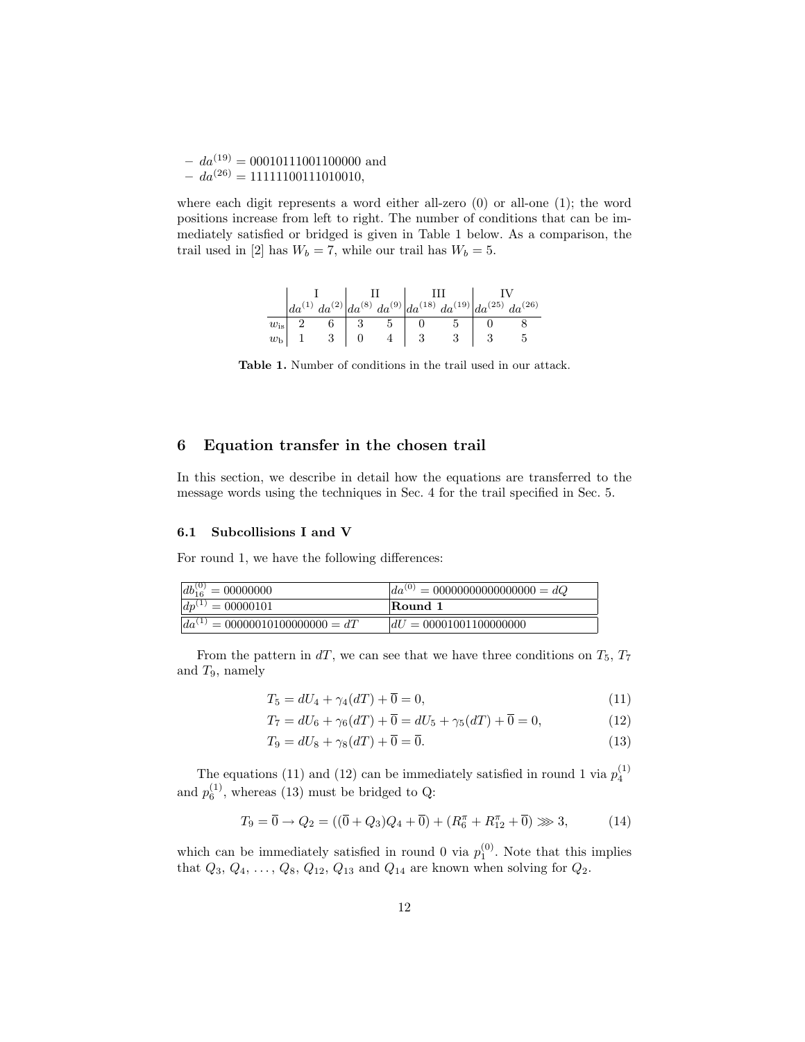– $da^{(19)} = 00010111001100000$ and
– $da^{(26)} = 11111100111010010$,

where each digit represents a word either all-zero (0) or all-one (1); the word positions increase from left to right. The number of conditions that can be immediately satisfied or bridged is given in Table 1 below. As a comparison, the trail used in [2] has $W_b = 7$, while our trail has $W_b = 5$.

| | I | | II | | III | | IV | |
|---|---|---|---|---|---|---|---|---|
| | $da^{(1)}$ | $da^{(2)}$ | $da^{(8)}$ | $da^{(9)}$ | $da^{(18)}$ | $da^{(19)}$ | $da^{(25)}$ | $da^{(26)}$ |
| $w_{\text{is}}$ | 2 | 6 | 3 | 5 | 0 | 5 | 0 | 8 |
| $w_{\text{b}}$ | 1 | 3 | 0 | 4 | 3 | 3 | 3 | 5 |

**Table 1.** Number of conditions in the trail used in our attack.

## 6 Equation transfer in the chosen trail

In this section, we describe in detail how the equations are transferred to the message words using the techniques in Sec. 4 for the trail specified in Sec. 5.

### 6.1 Subcollisions I and V

For round 1, we have the following differences:

| | |
|---|---|
| $db_{16}^{(0)} = 00000000$ | $da^{(0)} = 00000000000000000 = dQ$ |
| $dp^{(1)} = 00000101$ | **Round 1** |
| $da^{(1)} = 00000010100000000 = dT$ | $dU = 00001001100000000$ |

From the pattern in $dT$, we can see that we have three conditions on $T_5$, $T_7$ and $T_9$, namely

$$T_5 = dU_4 + \gamma_4(dT) + \overline{0} = 0, \tag{11}$$

$$T_7 = dU_6 + \gamma_6(dT) + \overline{0} = dU_5 + \gamma_5(dT) + \overline{0} = 0, \tag{12}$$

$$T_9 = dU_8 + \gamma_8(dT) + \overline{0} = \overline{0}. \tag{13}$$

The equations (11) and (12) can be immediately satisfied in round 1 via $p_4^{(1)}$ and $p_6^{(1)}$, whereas (13) must be bridged to Q:

$$T_9 = \overline{0} \rightarrow Q_2 = ((\overline{0} + Q_3)Q_4 + \overline{0}) + (R_6^{\pi} + R_{12}^{\pi} + \overline{0}) \ggg 3, \tag{14}$$

which can be immediately satisfied in round 0 via $p_1^{(0)}$. Note that this implies that $Q_3, Q_4, \ldots, Q_8, Q_{12}, Q_{13}$ and $Q_{14}$ are known when solving for $Q_2$.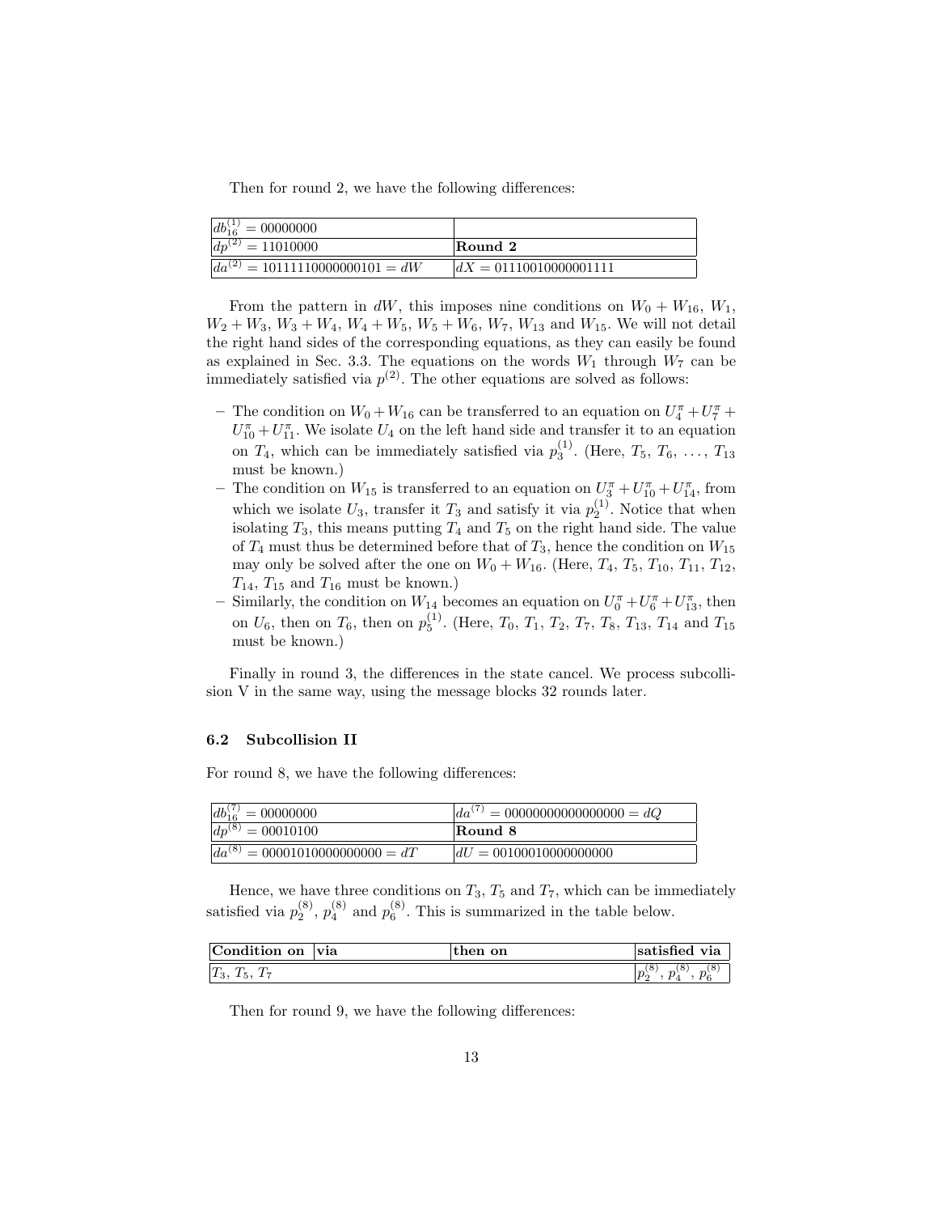Then for round 2, we have the following differences:

| | |
|---|---|
| $db_{16}^{(1)} = 00000000$ | |
| $dp^{(2)} = 11010000$ | **Round 2** |
| $da^{(2)} = 10111110000000101 = dW$ | $dX = 01110010000001111$ |

From the pattern in $dW$, this imposes nine conditions on $W_0 + W_{16}$, $W_1$, $W_2 + W_3$, $W_3 + W_4$, $W_4 + W_5$, $W_5 + W_6$, $W_7$, $W_{13}$ and $W_{15}$. We will not detail the right hand sides of the corresponding equations, as they can easily be found as explained in Sec. 3.3. The equations on the words $W_1$ through $W_7$ can be immediately satisfied via $p^{(2)}$. The other equations are solved as follows:

- The condition on $W_0 + W_{16}$ can be transferred to an equation on $U_4^\pi + U_7^\pi + U_{10}^\pi + U_{11}^\pi$. We isolate $U_4$ on the left hand side and transfer it to an equation on $T_4$, which can be immediately satisfied via $p_3^{(1)}$. (Here, $T_5$, $T_6$, $\ldots$, $T_{13}$ must be known.)
- The condition on $W_{15}$ is transferred to an equation on $U_3^\pi + U_{10}^\pi + U_{14}^\pi$, from which we isolate $U_3$, transfer it $T_3$ and satisfy it via $p_2^{(1)}$. Notice that when isolating $T_3$, this means putting $T_4$ and $T_5$ on the right hand side. The value of $T_4$ must thus be determined before that of $T_3$, hence the condition on $W_{15}$ may only be solved after the one on $W_0 + W_{16}$. (Here, $T_4$, $T_5$, $T_{10}$, $T_{11}$, $T_{12}$, $T_{14}$, $T_{15}$ and $T_{16}$ must be known.)
- Similarly, the condition on $W_{14}$ becomes an equation on $U_0^\pi + U_6^\pi + U_{13}^\pi$, then on $U_6$, then on $T_6$, then on $p_5^{(1)}$. (Here, $T_0$, $T_1$, $T_2$, $T_7$, $T_8$, $T_{13}$, $T_{14}$ and $T_{15}$ must be known.)

Finally in round 3, the differences in the state cancel. We process subcollision V in the same way, using the message blocks 32 rounds later.

### 6.2 Subcollision II

For round 8, we have the following differences:

| | |
|---|---|
| $db_{16}^{(7)} = 00000000$ | $da^{(7)} = 00000000000000000 = dQ$ |
| $dp^{(8)} = 00010100$ | **Round 8** |
| $da^{(8)} = 00001010000000000 = dT$ | $dU = 00100010000000000$ |

Hence, we have three conditions on $T_3$, $T_5$ and $T_7$, which can be immediately satisfied via $p_2^{(8)}$, $p_4^{(8)}$ and $p_6^{(8)}$. This is summarized in the table below.

| **Condition on** | **via** | **then on** | **satisfied via** |
|---|---|---|---|
| $T_3$, $T_5$, $T_7$ | | | $p_2^{(8)}$, $p_4^{(8)}$, $p_6^{(8)}$ |

Then for round 9, we have the following differences: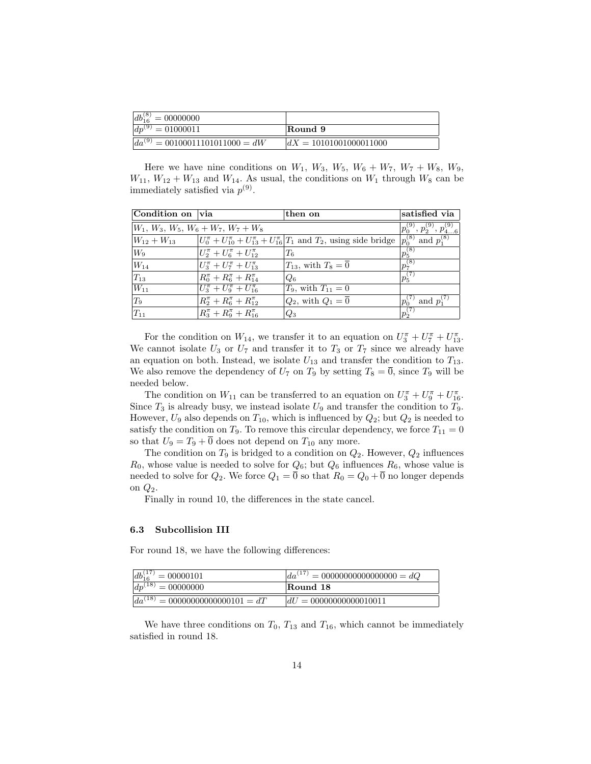| $db_{16}^{(8)} = 00000000$ | |
|---|---|
| $dp^{(9)} = 01000011$ | **Round 9** |
| $da^{(9)} = 0010001110101 1000 = dW$ | $dX = 10101001000011000$ |

Here we have nine conditions on $W_1$, $W_3$, $W_5$, $W_6 + W_7$, $W_7 + W_8$, $W_9$, $W_{11}$, $W_{12} + W_{13}$ and $W_{14}$. As usual, the conditions on $W_1$ through $W_8$ can be immediately satisfied via $p^{(9)}$.

| Condition on | via | then on | satisfied via |
|---|---|---|---|
| $W_1$, $W_3$, $W_5$, $W_6 + W_7$, $W_7 + W_8$ | | | $p_0^{(9)}$, $p_2^{(9)}$, $p_{4\ldots6}^{(9)}$ |
| $W_{12} + W_{13}$ | $U_0^\pi + U_{10}^\pi + U_{13}^\pi + U_{16}^\pi$ | $T_1$ and $T_2$, using side bridge | $p_0^{(8)}$ and $p_1^{(8)}$ |
| $W_9$ | $U_2^\pi + U_6^\pi + U_{12}^\pi$ | $T_6$ | $p_5^{(8)}$ |
| $W_{14}$ | $U_3^\pi + U_7^\pi + U_{13}^\pi$ | $T_{13}$, with $T_8 = \overline{0}$ | $p_7^{(8)}$ |
| $T_{13}$ | $R_0^\pi + R_6^\pi + R_{14}^\pi$ | $Q_6$ | $p_5^{(7)}$ |
| $W_{11}$ | $U_3^\pi + U_9^\pi + U_{16}^\pi$ | $T_9$, with $T_{11} = 0$ | |
| $T_9$ | $R_2^\pi + R_6^\pi + R_{12}^\pi$ | $Q_2$, with $Q_1 = \overline{0}$ | $p_0^{(7)}$ and $p_1^{(7)}$ |
| $T_{11}$ | $R_3^\pi + R_9^\pi + R_{16}^\pi$ | $Q_3$ | $p_2^{(7)}$ |

For the condition on $W_{14}$, we transfer it to an equation on $U_3^\pi + U_7^\pi + U_{13}^\pi$. We cannot isolate $U_3$ or $U_7$ and transfer it to $T_3$ or $T_7$ since we already have an equation on both. Instead, we isolate $U_{13}$ and transfer the condition to $T_{13}$. We also remove the dependency of $U_7$ on $T_9$ by setting $T_8 = \overline{0}$, since $T_9$ will be needed below.

The condition on $W_{11}$ can be transferred to an equation on $U_3^\pi + U_9^\pi + U_{16}^\pi$. Since $T_3$ is already busy, we instead isolate $U_9$ and transfer the condition to $T_9$. However, $U_9$ also depends on $T_{10}$, which is influenced by $Q_2$; but $Q_2$ is needed to satisfy the condition on $T_9$. To remove this circular dependency, we force $T_{11} = 0$ so that $U_9 = T_9 + \overline{0}$ does not depend on $T_{10}$ any more.

The condition on $T_9$ is bridged to a condition on $Q_2$. However, $Q_2$ influences $R_0$, whose value is needed to solve for $Q_6$; but $Q_6$ influences $R_6$, whose value is needed to solve for $Q_2$. We force $Q_1 = \overline{0}$ so that $R_0 = Q_0 + \overline{0}$ no longer depends on $Q_2$.

Finally in round 10, the differences in the state cancel.

### 6.3 Subcollision III

For round 18, we have the following differences:

| $db_{16}^{(17)} = 00000101$ | $da^{(17)} = 00000000000000000 = dQ$ |
|---|---|
| $dp^{(18)} = 00000000$ | **Round 18** |
| $da^{(18)} = 00000000000000101 = dT$ | $dU = 00000000000010011$ |

We have three conditions on $T_0$, $T_{13}$ and $T_{16}$, which cannot be immediately satisfied in round 18.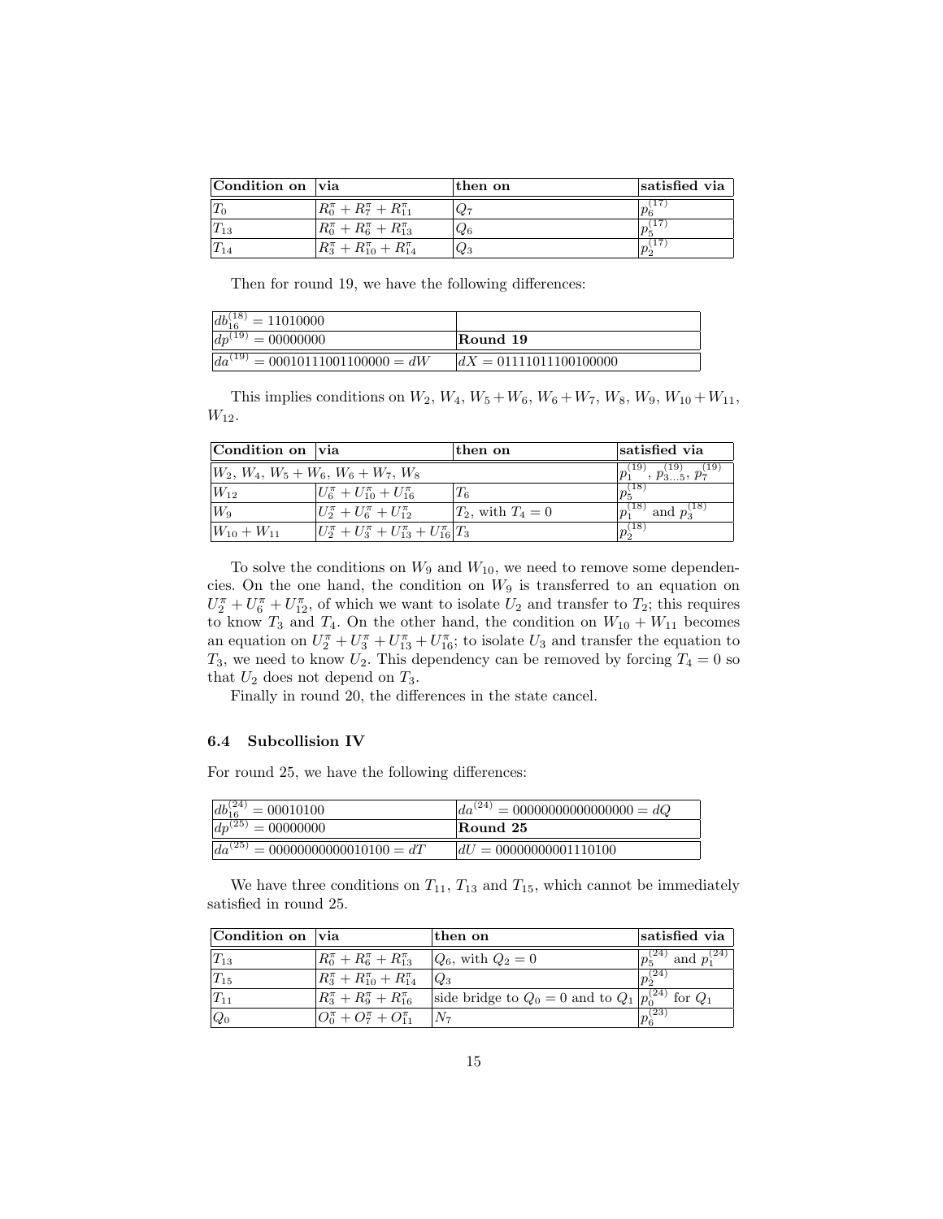| Condition on | via | then on | satisfied via |
|---|---|---|---|
| $T_0$ | $R^\pi_0 + R^\pi_7 + R^\pi_{11}$ | $Q_7$ | $p^{(17)}_6$ |
| $T_{13}$ | $R^\pi_0 + R^\pi_6 + R^\pi_{13}$ | $Q_6$ | $p^{(17)}_5$ |
| $T_{14}$ | $R^\pi_3 + R^\pi_{10} + R^\pi_{14}$ | $Q_3$ | $p^{(17)}_2$ |

Then for round 19, we have the following differences:

| | |
|---|---|
| $db^{(18)}_{16} = 11010000$ | |
| $dp^{(19)} = 00000000$ | **Round 19** |
| $da^{(19)} = 0001011100110000 = dW$ | $dX = 0111101110010000$ |

This implies conditions on $W_2$, $W_4$, $W_5 + W_6$, $W_6 + W_7$, $W_8$, $W_9$, $W_{10} + W_{11}$, $W_{12}$.

| Condition on | via | then on | satisfied via |
|---|---|---|---|
| $W_2$, $W_4$, $W_5 + W_6$, $W_6 + W_7$, $W_8$ | | | $p^{(19)}_1$, $p^{(19)}_{3\ldots5}$, $p^{(19)}_7$ |
| $W_{12}$ | $U^\pi_6 + U^\pi_{10} + U^\pi_{16}$ | $T_6$ | $p^{(18)}_5$ |
| $W_9$ | $U^\pi_2 + U^\pi_6 + U^\pi_{12}$ | $T_2$, with $T_4 = 0$ | $p^{(18)}_1$ and $p^{(18)}_3$ |
| $W_{10} + W_{11}$ | $U^\pi_2 + U^\pi_3 + U^\pi_{13} + U^\pi_{16}$ | $T_3$ | $p^{(18)}_2$ |

To solve the conditions on $W_9$ and $W_{10}$, we need to remove some dependencies. On the one hand, the condition on $W_9$ is transferred to an equation on $U^\pi_2 + U^\pi_6 + U^\pi_{12}$, of which we want to isolate $U_2$ and transfer to $T_2$; this requires to know $T_3$ and $T_4$. On the other hand, the condition on $W_{10} + W_{11}$ becomes an equation on $U^\pi_2 + U^\pi_3 + U^\pi_{13} + U^\pi_{16}$; to isolate $U_3$ and transfer the equation to $T_3$, we need to know $U_2$. This dependency can be removed by forcing $T_4 = 0$ so that $U_2$ does not depend on $T_3$.

Finally in round 20, the differences in the state cancel.

### 6.4 Subcollision IV

For round 25, we have the following differences:

| | |
|---|---|
| $db^{(24)}_{16} = 00010100$ | $da^{(24)} = 0000000000000000 = dQ$ |
| $dp^{(25)} = 00000000$ | **Round 25** |
| $da^{(25)} = 0000000000010100 = dT$ | $dU = 0000000001110100$ |

We have three conditions on $T_{11}$, $T_{13}$ and $T_{15}$, which cannot be immediately satisfied in round 25.

| Condition on | via | then on | satisfied via |
|---|---|---|---|
| $T_{13}$ | $R^\pi_0 + R^\pi_6 + R^\pi_{13}$ | $Q_6$, with $Q_2 = 0$ | $p^{(24)}_5$ and $p^{(24)}_1$ |
| $T_{15}$ | $R^\pi_3 + R^\pi_{10} + R^\pi_{14}$ | $Q_3$ | $p^{(24)}_2$ |
| $T_{11}$ | $R^\pi_3 + R^\pi_9 + R^\pi_{16}$ | side bridge to $Q_0 = 0$ and to $Q_1$ | $p^{(24)}_0$ for $Q_1$ |
| $Q_0$ | $O^\pi_0 + O^\pi_7 + O^\pi_{11}$ | $N_7$ | $p^{(23)}_6$ |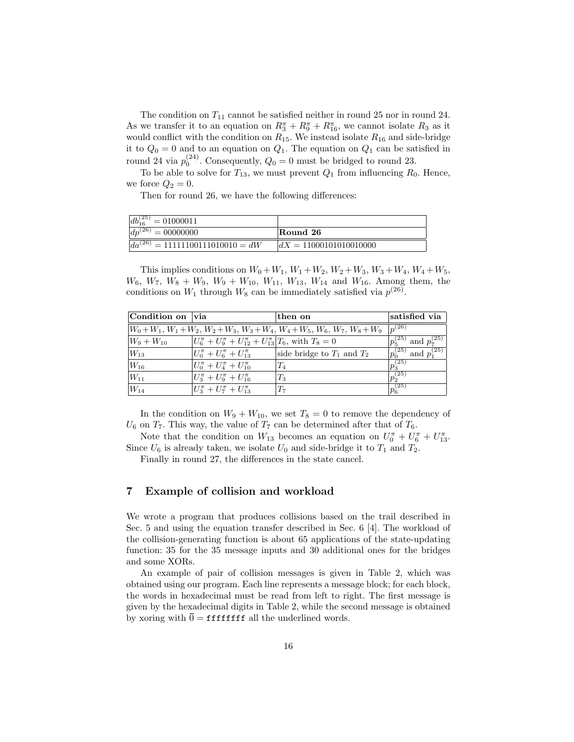The condition on $T_{11}$ cannot be satisfied neither in round 25 nor in round 24. As we transfer it to an equation on $R_3^\pi + R_9^\pi + R_{16}^\pi$, we cannot isolate $R_3$ as it would conflict with the condition on $R_{15}$. We instead isolate $R_{16}$ and side-bridge it to $Q_0 = 0$ and to an equation on $Q_1$. The equation on $Q_1$ can be satisfied in round 24 via $p_0^{(24)}$. Consequently, $Q_0 = 0$ must be bridged to round 23.

To be able to solve for $T_{13}$, we must prevent $Q_1$ from influencing $R_0$. Hence, we force $Q_2 = 0$.

Then for round 26, we have the following differences:

| | |
|---|---|
| $db_{16}^{(25)} = 01000011$ | |
| $dp^{(26)} = 00000000$ | **Round 26** |
| $da^{(26)} = 11111100111010010 = dW$ | $dX = 11000101010010000$ |

This implies conditions on $W_0+W_1$, $W_1+W_2$, $W_2+W_3$, $W_3+W_4$, $W_4+W_5$, $W_6$, $W_7$, $W_8+W_9$, $W_9+W_{10}$, $W_{11}$, $W_{13}$, $W_{14}$ and $W_{16}$. Among them, the conditions on $W_1$ through $W_8$ can be immediately satisfied via $p^{(26)}$.

| Condition on | via | then on | satisfied via |
|---|---|---|---|
| $W_0+W_1$, $W_1+W_2$, $W_2+W_3$, $W_3+W_4$, $W_4+W_5$, $W_6$, $W_7$, $W_8+W_9$ | | | $p^{(26)}$ |
| $W_9+W_{10}$ | $U_6^\pi + U_9^\pi + U_{12}^\pi + U_{13}^\pi$ | $T_6$, with $T_8 = 0$ | $p_5^{(25)}$ and $p_7^{(25)}$ |
| $W_{13}$ | $U_0^\pi + U_6^\pi + U_{13}^\pi$ | side bridge to $T_1$ and $T_2$ | $p_0^{(25)}$ and $p_1^{(25)}$ |
| $W_{16}$ | $U_0^\pi + U_4^\pi + U_{10}^\pi$ | $T_4$ | $p_3^{(25)}$ |
| $W_{11}$ | $U_3^\pi + U_9^\pi + U_{16}^\pi$ | $T_3$ | $p_2^{(25)}$ |
| $W_{14}$ | $U_3^\pi + U_7^\pi + U_{13}^\pi$ | $T_7$ | $p_6^{(25)}$ |

In the condition on $W_9 + W_{10}$, we set $T_8 = 0$ to remove the dependency of $U_6$ on $T_7$. This way, the value of $T_7$ can be determined after that of $T_6$.

Note that the condition on $W_{13}$ becomes an equation on $U_0^\pi + U_6^\pi + U_{13}^\pi$. Since $U_6$ is already taken, we isolate $U_0$ and side-bridge it to $T_1$ and $T_2$.

Finally in round 27, the differences in the state cancel.

## 7 Example of collision and workload

We wrote a program that produces collisions based on the trail described in Sec. 5 and using the equation transfer described in Sec. 6 [4]. The workload of the collision-generating function is about 65 applications of the state-updating function: 35 for the 35 message inputs and 30 additional ones for the bridges and some XORs.

An example of pair of collision messages is given in Table 2, which was obtained using our program. Each line represents a message block; for each block, the words in hexadecimal must be read from left to right. The first message is given by the hexadecimal digits in Table 2, while the second message is obtained by xoring with $\overline{0} =$ `ffffffff` all the underlined words.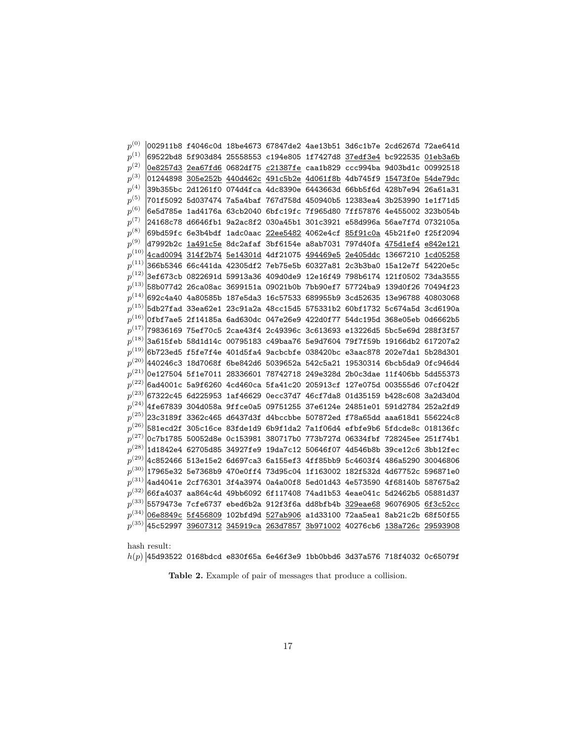| | | | | | | | | |
|---|---|---|---|---|---|---|---|---|
| $p^{(0)}$ | 002911b8 | f4046c0d | 18be4673 | 67847de2 | 4ae13b51 | 3d6c1b7e | 2cd6267d | 72ae641d |
| $p^{(1)}$ | 69522bd8 | 5f903d84 | 25558553 | c194e805 | 1f7427d8 | 37edf3e4 | bc922535 | 01eb3a6b |
| $p^{(2)}$ | 0e8257d3 | 2ea67fd6 | 0682df75 | c21387fe | caa1b829 | ccc994ba | 9d03bd1c | 00992518 |
| $p^{(3)}$ | 01244898 | 305e252b | 440d462c | 491c5b2e | 4d061f8b | 4db745f9 | 15473f0e | 54de79dc |
| $p^{(4)}$ | 39b355bc | 2d1261f0 | 074d4fca | 4dc8390e | 6443663d | 66bb5f6d | 428b7e94 | 26a61a31 |
| $p^{(5)}$ | 701f5092 | 5d037474 | 7a5a4baf | 767d758d | 450940b5 | 12383ea4 | 3b253990 | 1e1f71d5 |
| $p^{(6)}$ | 6e5d785e | 1ad4176a | 63cb2040 | 6bfc19fc | 7f965d80 | 7ff57876 | 4e455002 | 323b054b |
| $p^{(7)}$ | 24168c78 | d6646fb1 | 9a2ac8f2 | 030a45b1 | 301c3921 | e58d996a | 56ae7f7d | 0732105a |
| $p^{(8)}$ | 69bd59fc | 6e3b4bdf | 1adc0aac | 22ee5482 | 4062e4cf | 85f91c0a | 45b21fe0 | f25f2094 |
| $p^{(9)}$ | d7992b2c | 1a491c5e | 8dc2afaf | 3bf6154e | a8ab7031 | 797d40fa | 475d1ef4 | e842e121 |
| $p^{(10)}$ | 4cad0094 | 314f2b74 | 5e14301d | 4df21075 | 494469e5 | 2e405ddc | 13667210 | 1cd05258 |
| $p^{(11)}$ | 366b5346 | 66c441da | 42305df2 | 7eb75e5b | 60327a81 | 2c3b3ba0 | 15a12e7f | 54220e5c |
| $p^{(12)}$ | 3ef673cb | 0822691d | 59913a36 | 409d0de9 | 12e16f49 | 798b6174 | 121f0502 | 73da3555 |
| $p^{(13)}$ | 58b077d2 | 26ca08ac | 3699151a | 09021b0b | 7bb90ef7 | 57724ba9 | 139d0f26 | 70494f23 |
| $p^{(14)}$ | 692c4a40 | 4a80585b | 187e5da3 | 16c57533 | 689955b9 | 3cd52635 | 13e96788 | 40803068 |
| $p^{(15)}$ | 5db27fad | 33ea62e1 | 23c91a2a | 48cc15d5 | 575331b2 | 60bf1732 | 5c674a5d | 3cd6190a |
| $p^{(16)}$ | 0fbf7ae5 | 2f14185a | 6ad630dc | 047e26e9 | 422d0f77 | 54dc195d | 368e05eb | 0d6662b5 |
| $p^{(17)}$ | 79836169 | 75ef70c5 | 2cae43f4 | 2c49396c | 3c613693 | e13226d5 | 5bc5e69d | 288f3f57 |
| $p^{(18)}$ | 3a615feb | 58d1d14c | 00795183 | c49baa76 | 5e9d7604 | 79f7f59b | 19166db2 | 617207a2 |
| $p^{(19)}$ | 6b723ed5 | f5fe7f4e | 401d5fa4 | 9acbcbfe | 038420bc | e3aac878 | 202e7da1 | 5b28d301 |
| $p^{(20)}$ | 440246c3 | 18d7068f | 6be842d6 | 5039652a | 542c5a21 | 19530314 | 6bcb5da9 | 0fc946d4 |
| $p^{(21)}$ | 0e127504 | 5f1e7011 | 28336601 | 78742718 | 249e328d | 2b0c3dae | 11f406bb | 5dd55373 |
| $p^{(22)}$ | 6ad4001c | 5a9f6260 | 4cd460ca | 5fa41c20 | 205913cf | 127e075d | 003555d6 | 07cf042f |
| $p^{(23)}$ | 67322c45 | 6d225953 | 1af46629 | 0ecc37d7 | 46cf7da8 | 01d35159 | b428c608 | 3a2d3d0d |
| $p^{(24)}$ | 4fe67839 | 304d058a | 9ffce0a5 | 09751255 | 37e6124e | 24851e01 | 591d2784 | 252a2fd9 |
| $p^{(25)}$ | 23c3189f | 3362c465 | d6437d3f | d4bccbbe | 507872ed | f78a65dd | aaa618d1 | 556224c8 |
| $p^{(26)}$ | 581ecd2f | 305c16ce | 83fde1d9 | 6b9f1da2 | 7a1f06d4 | efbfe9b6 | 5fdcde8c | 018136fc |
| $p^{(27)}$ | 0c7b1785 | 50052d8e | 0c153981 | 380717b0 | 773b727d | 06334fbf | 728245ee | 251f74b1 |
| $p^{(28)}$ | 1d1842e4 | 62705d85 | 34927fe9 | 19da7c12 | 50646f07 | 4d546b8b | 39ce12c6 | 3bb12fec |
| $p^{(29)}$ | 4c852466 | 513e15e2 | 6d697ca3 | 6a155ef3 | 4ff85bb9 | 5c4603f4 | 486a5290 | 30046806 |
| $p^{(30)}$ | 17965e32 | 5e7368b9 | 470e0ff4 | 73d95c04 | 1f163002 | 182f532d | 4d67752c | 596871e0 |
| $p^{(31)}$ | 4ad4041e | 2cf76301 | 3f4a3974 | 0a4a00f8 | 5ed01d43 | 4e573590 | 4f68140b | 587675a2 |
| $p^{(32)}$ | 66fa4037 | aa864c4d | 49bb6092 | 6f117408 | 74ad1b53 | 4eae041c | 5d2462b5 | 05881d37 |
| $p^{(33)}$ | 5579473e | 7cfe6737 | ebed6b2a | 912f3f6a | dd8bfb4b | 329eae68 | 96076905 | 6f3c52cc |
| $p^{(34)}$ | 06e8849c | 5f456809 | 102bfd9d | 527ab906 | a1d33100 | 72aa5ea1 | 8ab21c2b | 68f50f55 |
| $p^{(35)}$ | 45c52997 | 39607312 | 345919ca | 263d7857 | 3b971002 | 40276cb6 | 138a726c | 29593908 |

hash result:

| | | | | | | | | |
|---|---|---|---|---|---|---|---|---|
| $h(p)$ | 45d93522 | 0168bdcd | e830f65a | 6e46f3e9 | 1bb0bbd6 | 3d37a576 | 718f4032 | 0c65079f |

**Table 2.** Example of pair of messages that produce a collision.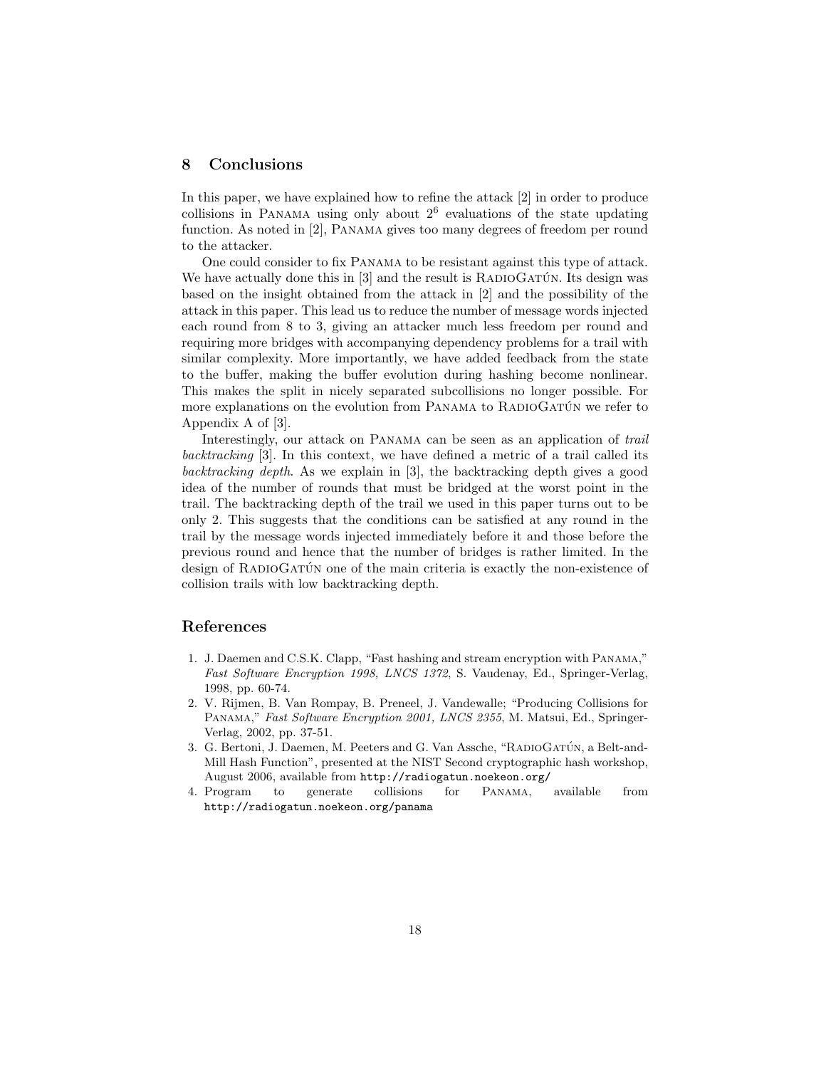## 8 Conclusions

In this paper, we have explained how to refine the attack [2] in order to produce collisions in PANAMA using only about $2^6$ evaluations of the state updating function. As noted in [2], PANAMA gives too many degrees of freedom per round to the attacker.

One could consider to fix PANAMA to be resistant against this type of attack. We have actually done this in [3] and the result is RADIOGATÚN. Its design was based on the insight obtained from the attack in [2] and the possibility of the attack in this paper. This lead us to reduce the number of message words injected each round from 8 to 3, giving an attacker much less freedom per round and requiring more bridges with accompanying dependency problems for a trail with similar complexity. More importantly, we have added feedback from the state to the buffer, making the buffer evolution during hashing become nonlinear. This makes the split in nicely separated subcollisions no longer possible. For more explanations on the evolution from PANAMA to RADIOGATÚN we refer to Appendix A of [3].

Interestingly, our attack on PANAMA can be seen as an application of *trail backtracking* [3]. In this context, we have defined a metric of a trail called its *backtracking depth*. As we explain in [3], the backtracking depth gives a good idea of the number of rounds that must be bridged at the worst point in the trail. The backtracking depth of the trail we used in this paper turns out to be only 2. This suggests that the conditions can be satisfied at any round in the trail by the message words injected immediately before it and those before the previous round and hence that the number of bridges is rather limited. In the design of RADIOGATÚN one of the main criteria is exactly the non-existence of collision trails with low backtracking depth.

## References

1. J. Daemen and C.S.K. Clapp, "Fast hashing and stream encryption with PANAMA," *Fast Software Encryption 1998, LNCS 1372*, S. Vaudenay, Ed., Springer-Verlag, 1998, pp. 60-74.
2. V. Rijmen, B. Van Rompay, B. Preneel, J. Vandewalle; "Producing Collisions for PANAMA," *Fast Software Encryption 2001, LNCS 2355*, M. Matsui, Ed., Springer-Verlag, 2002, pp. 37-51.
3. G. Bertoni, J. Daemen, M. Peeters and G. Van Assche, "RADIOGATÚN, a Belt-and-Mill Hash Function", presented at the NIST Second cryptographic hash workshop, August 2006, available from `http://radiogatun.noekeon.org/`
4. Program to generate collisions for PANAMA, available from `http://radiogatun.noekeon.org/panama`